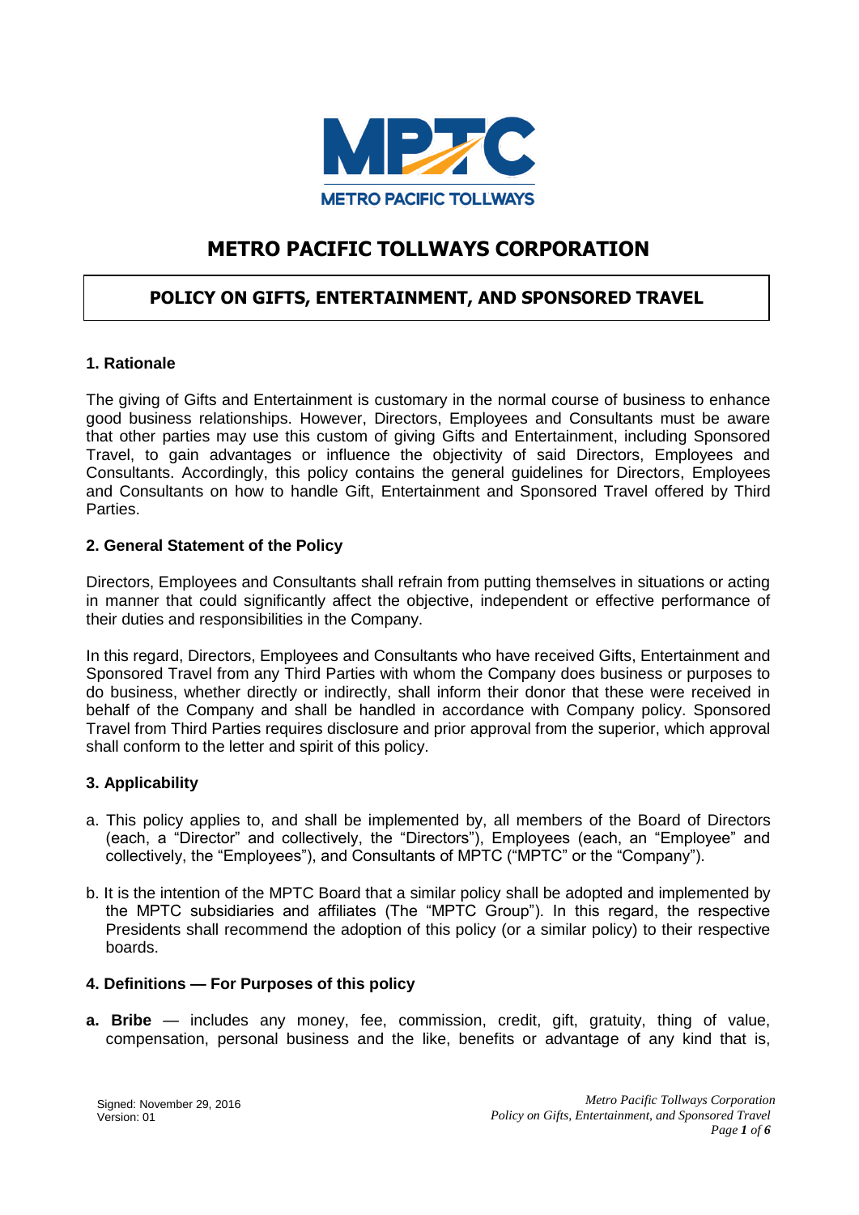METRO PACIFIC TOLLWAYS

# METRO PACIFIC TOLLWAYS CORPORATION

## POLICY ON GIFTS, ENTERTAINMENT, AND SPONSORED TRAVEL

### 1. Rationale

The giving of Gifts and Entertainment is customary in the normal course of business to enhance good business relationships. However, Directors, Employees and Consultants must be aware that other parties may use this custom of giving Gifts and Entertainment, including Sponsored Travel, to gain advantages or influence the objectivity of said Directors, Employees and Consultants. Accordingly, this policy contains the general guidelines for Directors, Employees and Consultants on how to handle Gift, Entertainment and Sponsored Travel offered by Third Parties.

### 2. General Statement of the Policy

Directors, Employees and Consultants shall refrain from putting themselves in situations or acting in manner that could significantly affect the objective, independent or effective performance of their duties and responsibilities in the Company.

In this regard, Directors, Employees and Consultants who have received Gifts, Entertainment and Sponsored Travel from any Third Parties with whom the Company does business or purposes to do business, whether directly or indirectly, shall inform their donor that these were received in behalf of the Company and shall be handled in accordance with Company policy. Sponsored Travel from Third Parties requires disclosure and prior approval from the superior, which approval shall conform to the letter and spirit of this policy.

### 3. Applicability

a. This policy applies to, and shall be implemented by, all members of the Board of Directors (each, a "Director" and collectively, the "Directors"), Employees (each, an "Employee" and collectively, the "Employees"), and Consultants of MPTC ("MPTC" or the "Company").

b. It is the intention of the MPTC Board that a similar policy shall be adopted and implemented by the MPTC subsidiaries and affiliates (The "MPTC Group"). In this regard, the respective Presidents shall recommend the adoption of this policy (or a similar policy) to their respective boards.

### 4. Definitions — For Purposes of this policy

**a. Bribe** — includes any money, fee, commission, credit, gift, gratuity, thing of value, compensation, personal business and the like, benefits or advantage of any kind that is,

Signed: November 29, 2016
Version: 01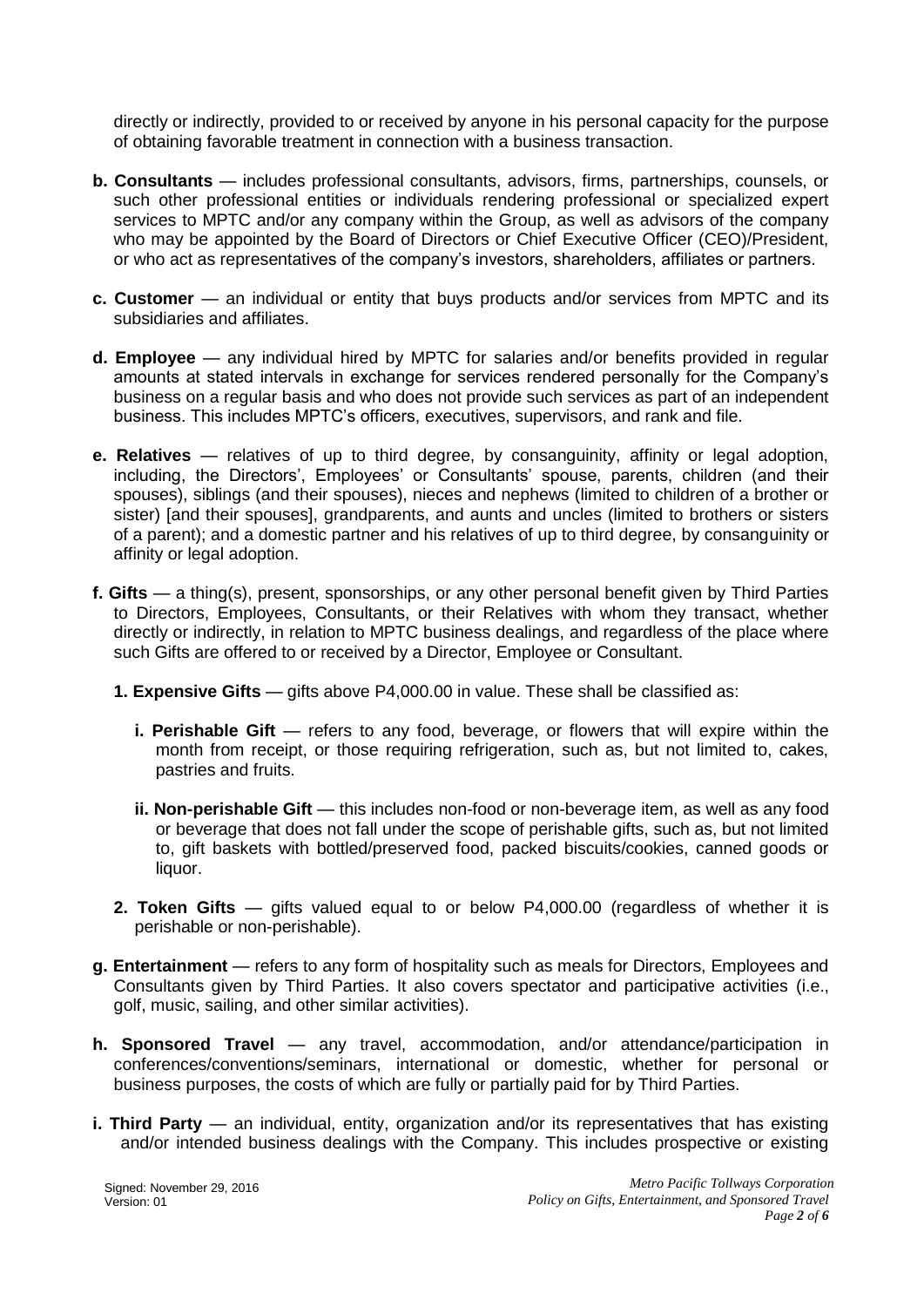directly or indirectly, provided to or received by anyone in his personal capacity for the purpose of obtaining favorable treatment in connection with a business transaction.

**b. Consultants** — includes professional consultants, advisors, firms, partnerships, counsels, or such other professional entities or individuals rendering professional or specialized expert services to MPTC and/or any company within the Group, as well as advisors of the company who may be appointed by the Board of Directors or Chief Executive Officer (CEO)/President, or who act as representatives of the company's investors, shareholders, affiliates or partners.

**c. Customer** — an individual or entity that buys products and/or services from MPTC and its subsidiaries and affiliates.

**d. Employee** — any individual hired by MPTC for salaries and/or benefits provided in regular amounts at stated intervals in exchange for services rendered personally for the Company's business on a regular basis and who does not provide such services as part of an independent business. This includes MPTC's officers, executives, supervisors, and rank and file.

**e. Relatives** — relatives of up to third degree, by consanguinity, affinity or legal adoption, including, the Directors', Employees' or Consultants' spouse, parents, children (and their spouses), siblings (and their spouses), nieces and nephews (limited to children of a brother or sister) [and their spouses], grandparents, and aunts and uncles (limited to brothers or sisters of a parent); and a domestic partner and his relatives of up to third degree, by consanguinity or affinity or legal adoption.

**f. Gifts** — a thing(s), present, sponsorships, or any other personal benefit given by Third Parties to Directors, Employees, Consultants, or their Relatives with whom they transact, whether directly or indirectly, in relation to MPTC business dealings, and regardless of the place where such Gifts are offered to or received by a Director, Employee or Consultant.

  **1. Expensive Gifts** — gifts above P4,000.00 in value. These shall be classified as:

    **i. Perishable Gift** — refers to any food, beverage, or flowers that will expire within the month from receipt, or those requiring refrigeration, such as, but not limited to, cakes, pastries and fruits.

    **ii. Non-perishable Gift** — this includes non-food or non-beverage item, as well as any food or beverage that does not fall under the scope of perishable gifts, such as, but not limited to, gift baskets with bottled/preserved food, packed biscuits/cookies, canned goods or liquor.

  **2. Token Gifts** — gifts valued equal to or below P4,000.00 (regardless of whether it is perishable or non-perishable).

**g. Entertainment** — refers to any form of hospitality such as meals for Directors, Employees and Consultants given by Third Parties. It also covers spectator and participative activities (i.e., golf, music, sailing, and other similar activities).

**h. Sponsored Travel** — any travel, accommodation, and/or attendance/participation in conferences/conventions/seminars, international or domestic, whether for personal or business purposes, the costs of which are fully or partially paid for by Third Parties.

**i. Third Party** — an individual, entity, organization and/or its representatives that has existing and/or intended business dealings with the Company. This includes prospective or existing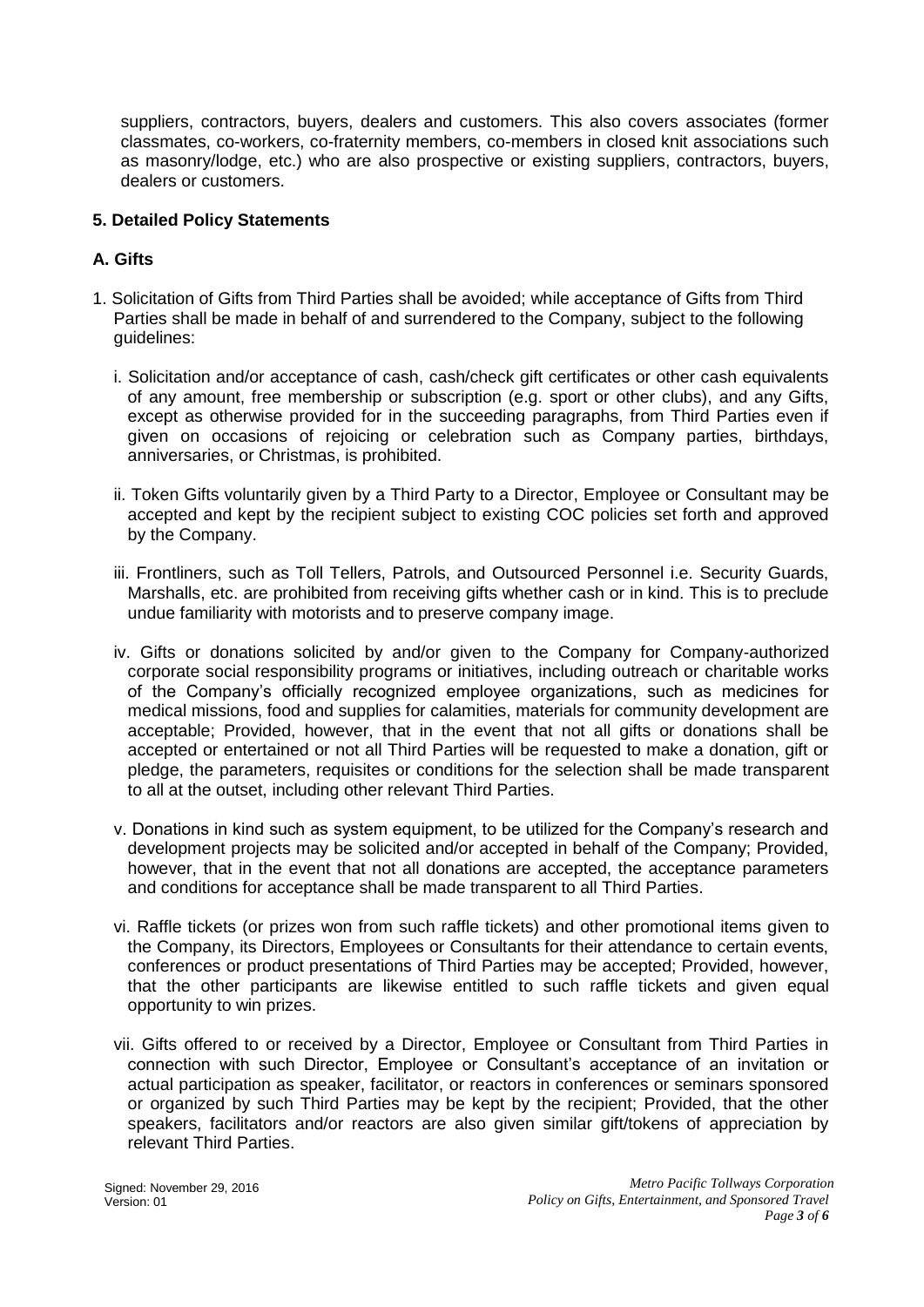suppliers, contractors, buyers, dealers and customers. This also covers associates (former classmates, co-workers, co-fraternity members, co-members in closed knit associations such as masonry/lodge, etc.) who are also prospective or existing suppliers, contractors, buyers, dealers or customers.

### 5. Detailed Policy Statements

### A. Gifts

1. Solicitation of Gifts from Third Parties shall be avoided; while acceptance of Gifts from Third Parties shall be made in behalf of and surrendered to the Company, subject to the following guidelines:

   i. Solicitation and/or acceptance of cash, cash/check gift certificates or other cash equivalents of any amount, free membership or subscription (e.g. sport or other clubs), and any Gifts, except as otherwise provided for in the succeeding paragraphs, from Third Parties even if given on occasions of rejoicing or celebration such as Company parties, birthdays, anniversaries, or Christmas, is prohibited.

   ii. Token Gifts voluntarily given by a Third Party to a Director, Employee or Consultant may be accepted and kept by the recipient subject to existing COC policies set forth and approved by the Company.

   iii. Frontliners, such as Toll Tellers, Patrols, and Outsourced Personnel i.e. Security Guards, Marshalls, etc. are prohibited from receiving gifts whether cash or in kind. This is to preclude undue familiarity with motorists and to preserve company image.

   iv. Gifts or donations solicited by and/or given to the Company for Company-authorized corporate social responsibility programs or initiatives, including outreach or charitable works of the Company's officially recognized employee organizations, such as medicines for medical missions, food and supplies for calamities, materials for community development are acceptable; Provided, however, that in the event that not all gifts or donations shall be accepted or entertained or not all Third Parties will be requested to make a donation, gift or pledge, the parameters, requisites or conditions for the selection shall be made transparent to all at the outset, including other relevant Third Parties.

   v. Donations in kind such as system equipment, to be utilized for the Company's research and development projects may be solicited and/or accepted in behalf of the Company; Provided, however, that in the event that not all donations are accepted, the acceptance parameters and conditions for acceptance shall be made transparent to all Third Parties.

   vi. Raffle tickets (or prizes won from such raffle tickets) and other promotional items given to the Company, its Directors, Employees or Consultants for their attendance to certain events, conferences or product presentations of Third Parties may be accepted; Provided, however, that the other participants are likewise entitled to such raffle tickets and given equal opportunity to win prizes.

   vii. Gifts offered to or received by a Director, Employee or Consultant from Third Parties in connection with such Director, Employee or Consultant's acceptance of an invitation or actual participation as speaker, facilitator, or reactors in conferences or seminars sponsored or organized by such Third Parties may be kept by the recipient; Provided, that the other speakers, facilitators and/or reactors are also given similar gift/tokens of appreciation by relevant Third Parties.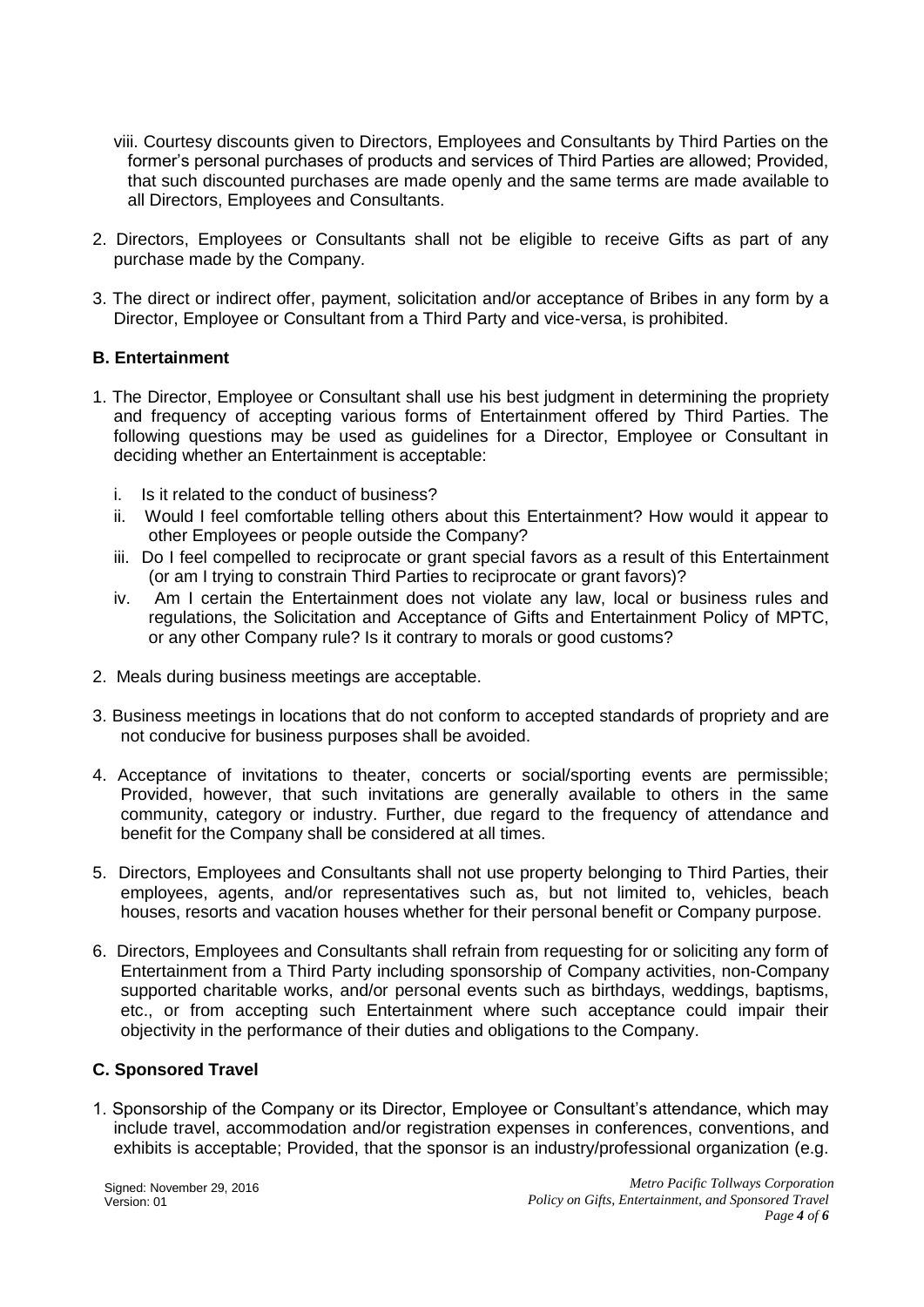viii. Courtesy discounts given to Directors, Employees and Consultants by Third Parties on the former's personal purchases of products and services of Third Parties are allowed; Provided, that such discounted purchases are made openly and the same terms are made available to all Directors, Employees and Consultants.

2. Directors, Employees or Consultants shall not be eligible to receive Gifts as part of any purchase made by the Company.

3. The direct or indirect offer, payment, solicitation and/or acceptance of Bribes in any form by a Director, Employee or Consultant from a Third Party and vice-versa, is prohibited.

### B. Entertainment

1. The Director, Employee or Consultant shall use his best judgment in determining the propriety and frequency of accepting various forms of Entertainment offered by Third Parties. The following questions may be used as guidelines for a Director, Employee or Consultant in deciding whether an Entertainment is acceptable:

   i. Is it related to the conduct of business?

   ii. Would I feel comfortable telling others about this Entertainment? How would it appear to other Employees or people outside the Company?

   iii. Do I feel compelled to reciprocate or grant special favors as a result of this Entertainment (or am I trying to constrain Third Parties to reciprocate or grant favors)?

   iv. Am I certain the Entertainment does not violate any law, local or business rules and regulations, the Solicitation and Acceptance of Gifts and Entertainment Policy of MPTC, or any other Company rule? Is it contrary to morals or good customs?

2. Meals during business meetings are acceptable.

3. Business meetings in locations that do not conform to accepted standards of propriety and are not conducive for business purposes shall be avoided.

4. Acceptance of invitations to theater, concerts or social/sporting events are permissible; Provided, however, that such invitations are generally available to others in the same community, category or industry. Further, due regard to the frequency of attendance and benefit for the Company shall be considered at all times.

5. Directors, Employees and Consultants shall not use property belonging to Third Parties, their employees, agents, and/or representatives such as, but not limited to, vehicles, beach houses, resorts and vacation houses whether for their personal benefit or Company purpose.

6. Directors, Employees and Consultants shall refrain from requesting for or soliciting any form of Entertainment from a Third Party including sponsorship of Company activities, non-Company supported charitable works, and/or personal events such as birthdays, weddings, baptisms, etc., or from accepting such Entertainment where such acceptance could impair their objectivity in the performance of their duties and obligations to the Company.

### C. Sponsored Travel

1. Sponsorship of the Company or its Director, Employee or Consultant's attendance, which may include travel, accommodation and/or registration expenses in conferences, conventions, and exhibits is acceptable; Provided, that the sponsor is an industry/professional organization (e.g.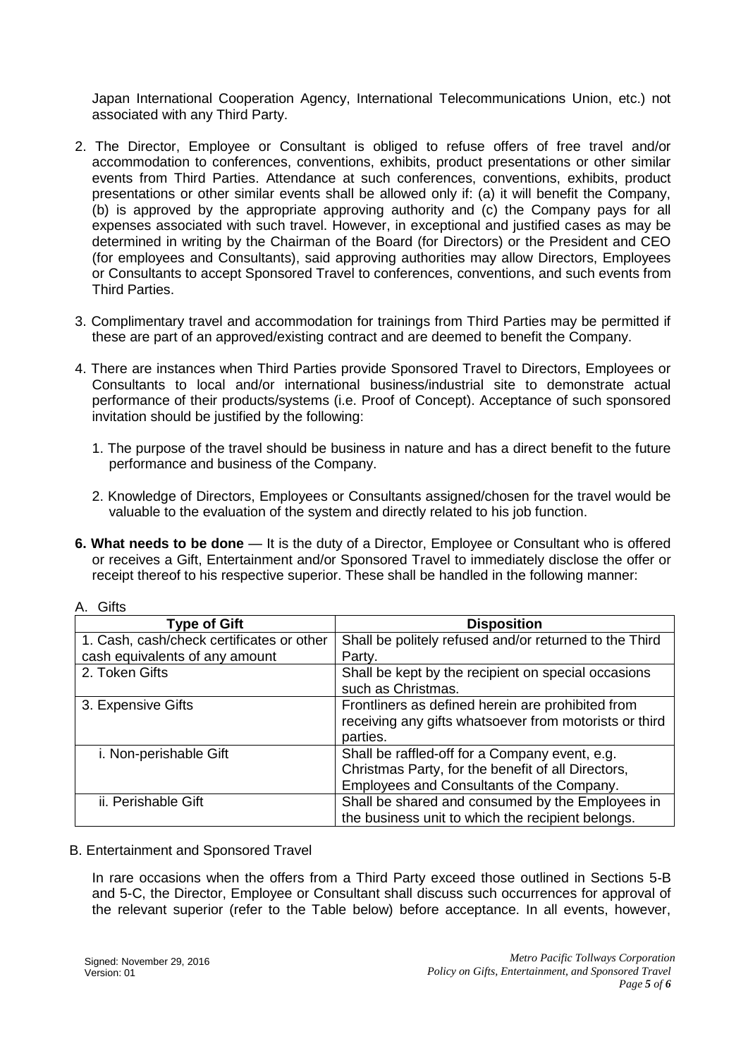Japan International Cooperation Agency, International Telecommunications Union, etc.) not associated with any Third Party.

2. The Director, Employee or Consultant is obliged to refuse offers of free travel and/or accommodation to conferences, conventions, exhibits, product presentations or other similar events from Third Parties. Attendance at such conferences, conventions, exhibits, product presentations or other similar events shall be allowed only if: (a) it will benefit the Company, (b) is approved by the appropriate approving authority and (c) the Company pays for all expenses associated with such travel. However, in exceptional and justified cases as may be determined in writing by the Chairman of the Board (for Directors) or the President and CEO (for employees and Consultants), said approving authorities may allow Directors, Employees or Consultants to accept Sponsored Travel to conferences, conventions, and such events from Third Parties.

3. Complimentary travel and accommodation for trainings from Third Parties may be permitted if these are part of an approved/existing contract and are deemed to benefit the Company.

4. There are instances when Third Parties provide Sponsored Travel to Directors, Employees or Consultants to local and/or international business/industrial site to demonstrate actual performance of their products/systems (i.e. Proof of Concept). Acceptance of such sponsored invitation should be justified by the following:

   1. The purpose of the travel should be business in nature and has a direct benefit to the future performance and business of the Company.

   2. Knowledge of Directors, Employees or Consultants assigned/chosen for the travel would be valuable to the evaluation of the system and directly related to his job function.

**6. What needs to be done** — It is the duty of a Director, Employee or Consultant who is offered or receives a Gift, Entertainment and/or Sponsored Travel to immediately disclose the offer or receipt thereof to his respective superior. These shall be handled in the following manner:

A. Gifts

| Type of Gift | Disposition |
|---|---|
| 1. Cash, cash/check certificates or other cash equivalents of any amount | Shall be politely refused and/or returned to the Third Party. |
| 2. Token Gifts | Shall be kept by the recipient on special occasions such as Christmas. |
| 3. Expensive Gifts | Frontliners as defined herein are prohibited from receiving any gifts whatsoever from motorists or third parties. |
| i. Non-perishable Gift | Shall be raffled-off for a Company event, e.g. Christmas Party, for the benefit of all Directors, Employees and Consultants of the Company. |
| ii. Perishable Gift | Shall be shared and consumed by the Employees in the business unit to which the recipient belongs. |

B. Entertainment and Sponsored Travel

In rare occasions when the offers from a Third Party exceed those outlined in Sections 5-B and 5-C, the Director, Employee or Consultant shall discuss such occurrences for approval of the relevant superior (refer to the Table below) before acceptance. In all events, however,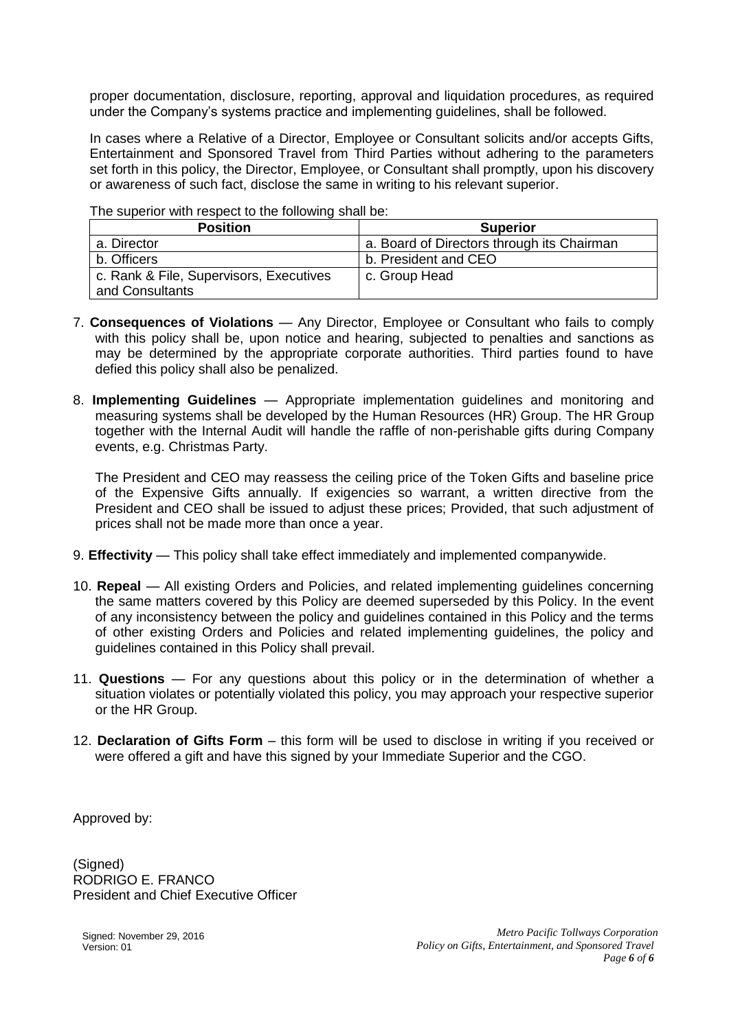proper documentation, disclosure, reporting, approval and liquidation procedures, as required under the Company's systems practice and implementing guidelines, shall be followed.

In cases where a Relative of a Director, Employee or Consultant solicits and/or accepts Gifts, Entertainment and Sponsored Travel from Third Parties without adhering to the parameters set forth in this policy, the Director, Employee, or Consultant shall promptly, upon his discovery or awareness of such fact, disclose the same in writing to his relevant superior.

The superior with respect to the following shall be:

| Position | Superior |
|---|---|
| a. Director | a. Board of Directors through its Chairman |
| b. Officers | b. President and CEO |
| c. Rank & File, Supervisors, Executives and Consultants | c. Group Head |

7. **Consequences of Violations** — Any Director, Employee or Consultant who fails to comply with this policy shall be, upon notice and hearing, subjected to penalties and sanctions as may be determined by the appropriate corporate authorities. Third parties found to have defied this policy shall also be penalized.

8. **Implementing Guidelines** — Appropriate implementation guidelines and monitoring and measuring systems shall be developed by the Human Resources (HR) Group. The HR Group together with the Internal Audit will handle the raffle of non-perishable gifts during Company events, e.g. Christmas Party.

   The President and CEO may reassess the ceiling price of the Token Gifts and baseline price of the Expensive Gifts annually. If exigencies so warrant, a written directive from the President and CEO shall be issued to adjust these prices; Provided, that such adjustment of prices shall not be made more than once a year.

9. **Effectivity** — This policy shall take effect immediately and implemented companywide.

10. **Repeal** — All existing Orders and Policies, and related implementing guidelines concerning the same matters covered by this Policy are deemed superseded by this Policy. In the event of any inconsistency between the policy and guidelines contained in this Policy and the terms of other existing Orders and Policies and related implementing guidelines, the policy and guidelines contained in this Policy shall prevail.

11. **Questions** — For any questions about this policy or in the determination of whether a situation violates or potentially violated this policy, you may approach your respective superior or the HR Group.

12. **Declaration of Gifts Form** – this form will be used to disclose in writing if you received or were offered a gift and have this signed by your Immediate Superior and the CGO.

Approved by:

(Signed)
RODRIGO E. FRANCO
President and Chief Executive Officer

Signed: November 29, 2016
Version: 01